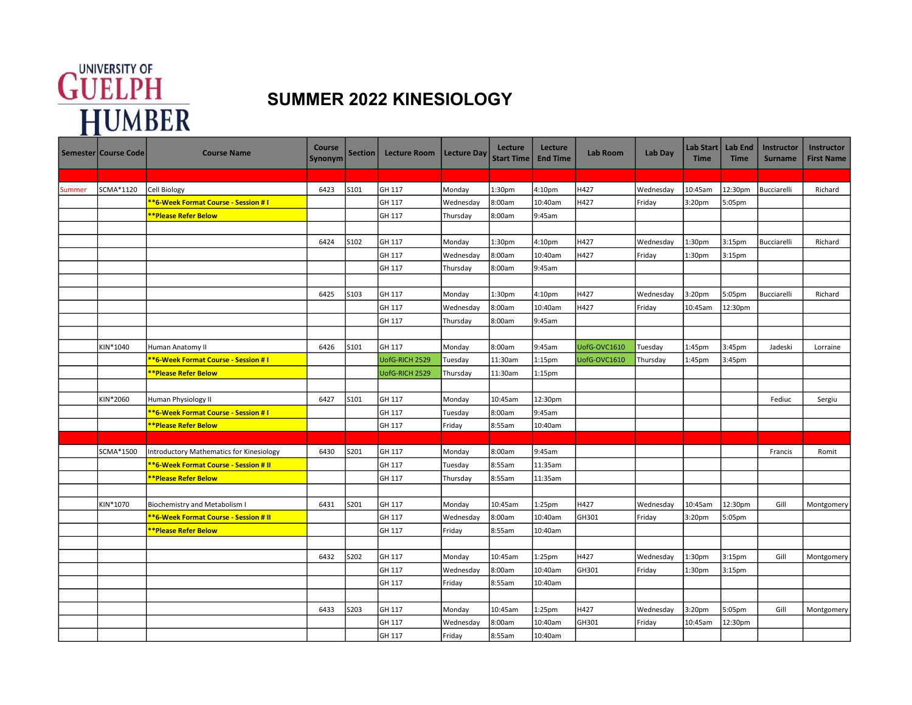UNIVERSITY OF GUELPH HUMBER

# SUMMER 2022 KINESIOLOGY

| Semester | Course Code | Course Name | Course Synonym | Section | Lecture Room | Lecture Day | Lecture Start Time | Lecture End Time | Lab Room | Lab Day | Lab Start Time | Lab End Time | Instructor Surname | Instructor First Name |
|---|---|---|---|---|---|---|---|---|---|---|---|---|---|---|
| | | | | | | | | | | | | | | |
| Summer | SCMA*1120 | Cell Biology | 6423 | S101 | GH 117 | Monday | 1:30pm | 4:10pm | H427 | Wednesday | 10:45am | 12:30pm | Bucciarelli | Richard |
| | | **6-Week Format Course - Session # I** | | | GH 117 | Wednesday | 8:00am | 10:40am | H427 | Friday | 3:20pm | 5:05pm | | |
| | | **Please Refer Below** | | | GH 117 | Thursday | 8:00am | 9:45am | | | | | | |
| | | | | | | | | | | | | | | |
| | | | 6424 | S102 | GH 117 | Monday | 1:30pm | 4:10pm | H427 | Wednesday | 1:30pm | 3:15pm | Bucciarelli | Richard |
| | | | | | GH 117 | Wednesday | 8:00am | 10:40am | H427 | Friday | 1:30pm | 3:15pm | | |
| | | | | | GH 117 | Thursday | 8:00am | 9:45am | | | | | | |
| | | | | | | | | | | | | | | |
| | | | 6425 | S103 | GH 117 | Monday | 1:30pm | 4:10pm | H427 | Wednesday | 3:20pm | 5:05pm | Bucciarelli | Richard |
| | | | | | GH 117 | Wednesday | 8:00am | 10:40am | H427 | Friday | 10:45am | 12:30pm | | |
| | | | | | GH 117 | Thursday | 8:00am | 9:45am | | | | | | |
| | | | | | | | | | | | | | | |
| | KIN*1040 | Human Anatomy II | 6426 | S101 | GH 117 | Monday | 8:00am | 9:45am | UofG-OVC1610 | Tuesday | 1:45pm | 3:45pm | Jadeski | Lorraine |
| | | **6-Week Format Course - Session # I** | | | UofG-RICH 2529 | Tuesday | 11:30am | 1:15pm | UofG-OVC1610 | Thursday | 1:45pm | 3:45pm | | |
| | | **Please Refer Below** | | | UofG-RICH 2529 | Thursday | 11:30am | 1:15pm | | | | | | |
| | | | | | | | | | | | | | | |
| | KIN*2060 | Human Physiology II | 6427 | S101 | GH 117 | Monday | 10:45am | 12:30pm | | | | | Fediuc | Sergiu |
| | | **6-Week Format Course - Session # I** | | | GH 117 | Tuesday | 8:00am | 9:45am | | | | | | |
| | | **Please Refer Below** | | | GH 117 | Friday | 8:55am | 10:40am | | | | | | |
| | | | | | | | | | | | | | | |
| | SCMA*1500 | Introductory Mathematics for Kinesiology | 6430 | S201 | GH 117 | Monday | 8:00am | 9:45am | | | | | Francis | Romit |
| | | **6-Week Format Course - Session # II** | | | GH 117 | Tuesday | 8:55am | 11:35am | | | | | | |
| | | **Please Refer Below** | | | GH 117 | Thursday | 8:55am | 11:35am | | | | | | |
| | | | | | | | | | | | | | | |
| | KIN*1070 | Biochemistry and Metabolism I | 6431 | S201 | GH 117 | Monday | 10:45am | 1:25pm | H427 | Wednesday | 10:45am | 12:30pm | Gill | Montgomery |
| | | **6-Week Format Course - Session # II** | | | GH 117 | Wednesday | 8:00am | 10:40am | GH301 | Friday | 3:20pm | 5:05pm | | |
| | | **Please Refer Below** | | | GH 117 | Friday | 8:55am | 10:40am | | | | | | |
| | | | | | | | | | | | | | | |
| | | | 6432 | S202 | GH 117 | Monday | 10:45am | 1:25pm | H427 | Wednesday | 1:30pm | 3:15pm | Gill | Montgomery |
| | | | | | GH 117 | Wednesday | 8:00am | 10:40am | GH301 | Friday | 1:30pm | 3:15pm | | |
| | | | | | GH 117 | Friday | 8:55am | 10:40am | | | | | | |
| | | | | | | | | | | | | | | |
| | | | 6433 | S203 | GH 117 | Monday | 10:45am | 1:25pm | H427 | Wednesday | 3:20pm | 5:05pm | Gill | Montgomery |
| | | | | | GH 117 | Wednesday | 8:00am | 10:40am | GH301 | Friday | 10:45am | 12:30pm | | |
| | | | | | GH 117 | Friday | 8:55am | 10:40am | | | | | | |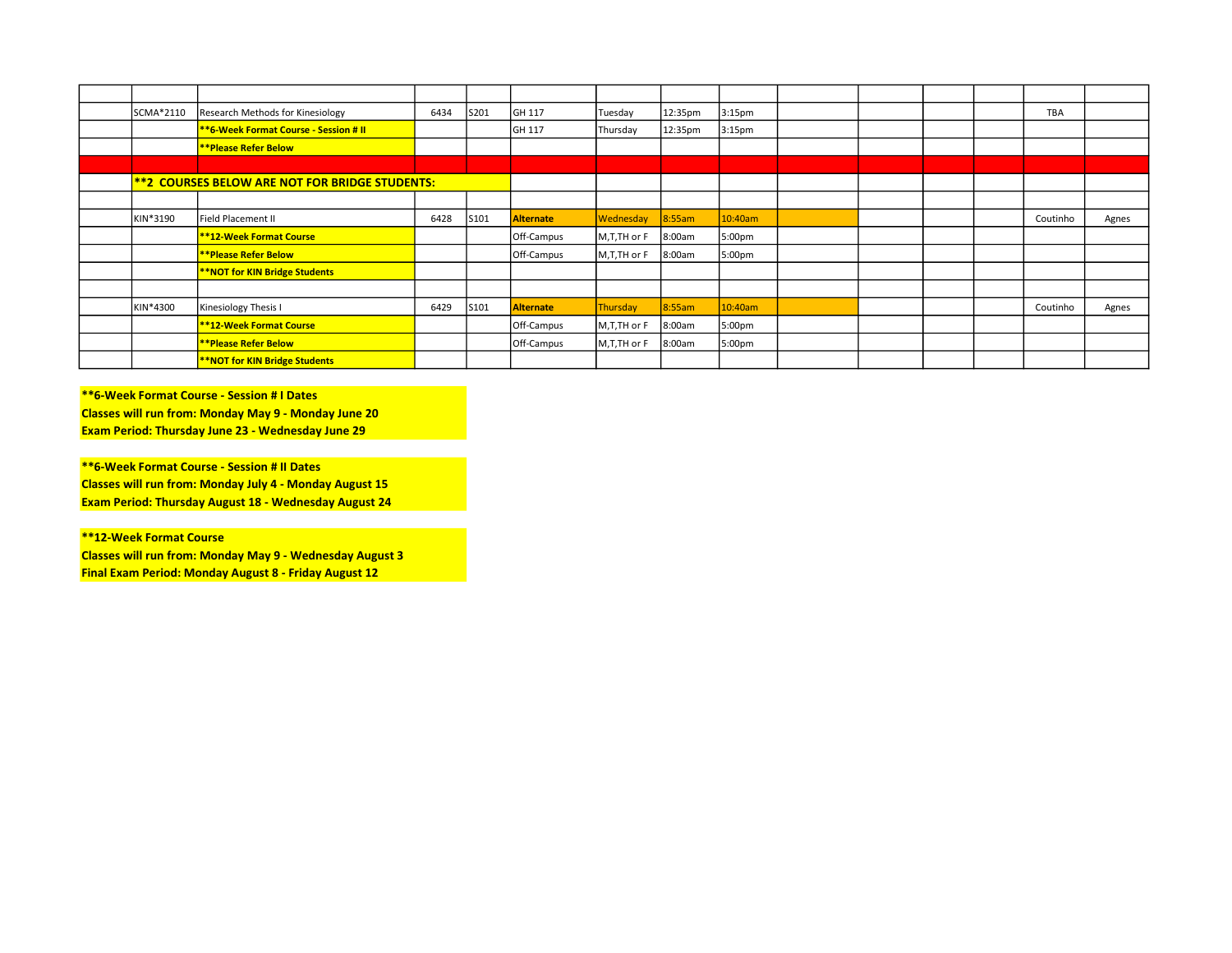| | | | | | | | | | | | | | | |
|---|---|---|---|---|---|---|---|---|---|---|---|---|---|---|
| | | | | | | | | | | | | | | |
| | SCMA*2110 | Research Methods for Kinesiology | 6434 | S201 | GH 117 | Tuesday | 12:35pm | 3:15pm | | | | | TBA | |
| | | **\*\*6-Week Format Course - Session # II** | | | GH 117 | Thursday | 12:35pm | 3:15pm | | | | | | |
| | | **\*\*Please Refer Below** | | | | | | | | | | | | |
| | | | | | | | | | | | | | | |
| | **\*\*2 COURSES BELOW ARE NOT FOR BRIDGE STUDENTS:** | | | | | | | | | | | | | |
| | | | | | | | | | | | | | | |
| | KIN*3190 | Field Placement II | 6428 | S101 | **Alternate** | Wednesday | 8:55am | 10:40am | | | | | Coutinho | Agnes |
| | | **\*\*12-Week Format Course** | | | Off-Campus | M,T,TH or F | 8:00am | 5:00pm | | | | | | |
| | | **\*\*Please Refer Below** | | | Off-Campus | M,T,TH or F | 8:00am | 5:00pm | | | | | | |
| | | **\*\*NOT for KIN Bridge Students** | | | | | | | | | | | | |
| | | | | | | | | | | | | | | |
| | KIN*4300 | Kinesiology Thesis I | 6429 | S101 | **Alternate** | Thursday | 8:55am | 10:40am | | | | | Coutinho | Agnes |
| | | **\*\*12-Week Format Course** | | | Off-Campus | M,T,TH or F | 8:00am | 5:00pm | | | | | | |
| | | **\*\*Please Refer Below** | | | Off-Campus | M,T,TH or F | 8:00am | 5:00pm | | | | | | |
| | | **\*\*NOT for KIN Bridge Students** | | | | | | | | | | | | |

**\*\*6-Week Format Course - Session # I Dates**
**Classes will run from: Monday May 9 - Monday June 20**
**Exam Period: Thursday June 23 - Wednesday June 29**

**\*\*6-Week Format Course - Session # II Dates**
**Classes will run from: Monday July 4 - Monday August 15**
**Exam Period: Thursday August 18 - Wednesday August 24**

**\*\*12-Week Format Course**
**Classes will run from: Monday May 9 - Wednesday August 3**
**Final Exam Period: Monday August 8 - Friday August 12**